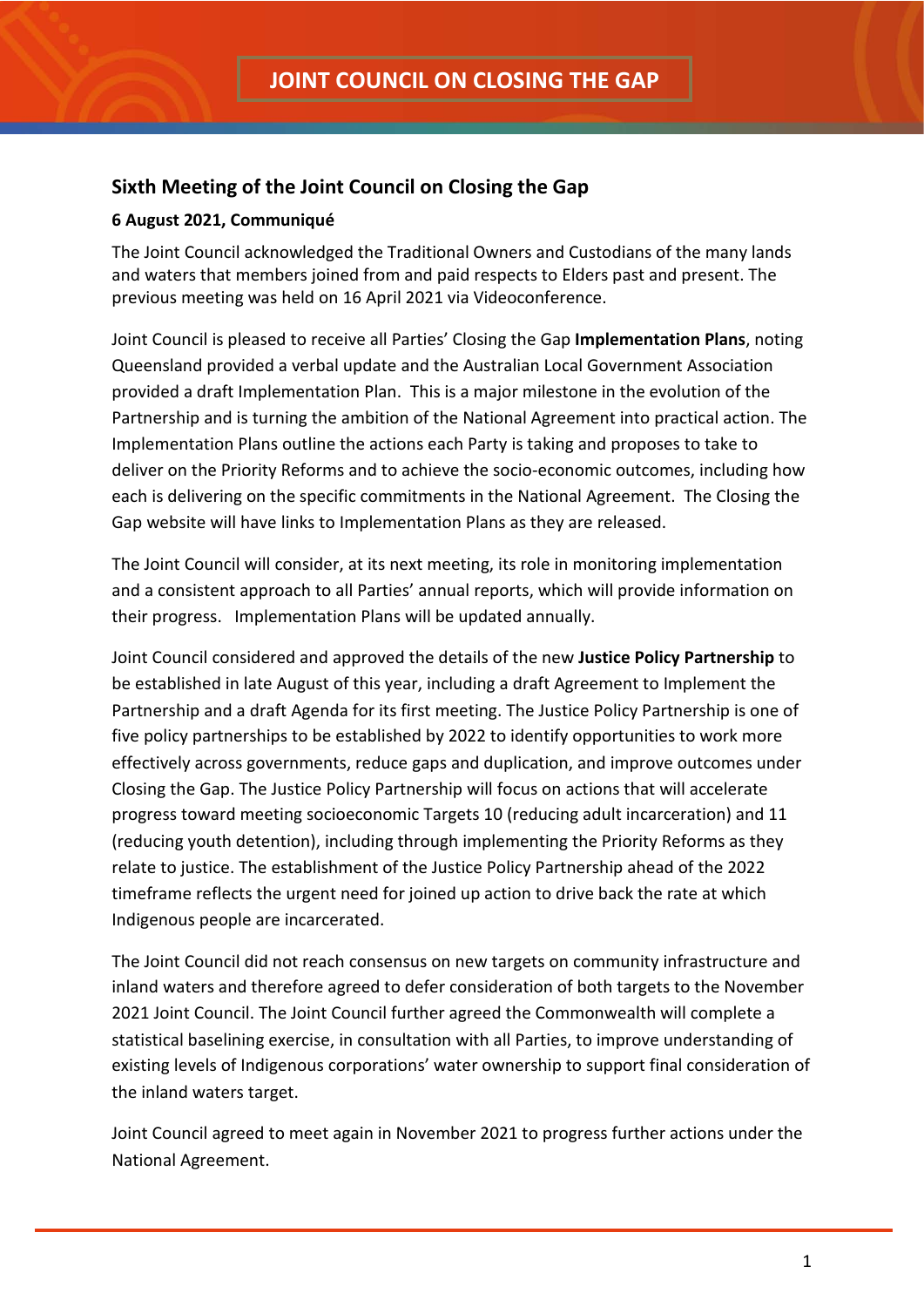# JOINT COUNCIL ON CLOSING THE GAP

## Sixth Meeting of the Joint Council on Closing the Gap

**6 August 2021, Communiqué**

The Joint Council acknowledged the Traditional Owners and Custodians of the many lands and waters that members joined from and paid respects to Elders past and present. The previous meeting was held on 16 April 2021 via Videoconference.

Joint Council is pleased to receive all Parties' Closing the Gap **Implementation Plans**, noting Queensland provided a verbal update and the Australian Local Government Association provided a draft Implementation Plan. This is a major milestone in the evolution of the Partnership and is turning the ambition of the National Agreement into practical action. The Implementation Plans outline the actions each Party is taking and proposes to take to deliver on the Priority Reforms and to achieve the socio-economic outcomes, including how each is delivering on the specific commitments in the National Agreement. The Closing the Gap website will have links to Implementation Plans as they are released.

The Joint Council will consider, at its next meeting, its role in monitoring implementation and a consistent approach to all Parties' annual reports, which will provide information on their progress. Implementation Plans will be updated annually.

Joint Council considered and approved the details of the new **Justice Policy Partnership** to be established in late August of this year, including a draft Agreement to Implement the Partnership and a draft Agenda for its first meeting. The Justice Policy Partnership is one of five policy partnerships to be established by 2022 to identify opportunities to work more effectively across governments, reduce gaps and duplication, and improve outcomes under Closing the Gap. The Justice Policy Partnership will focus on actions that will accelerate progress toward meeting socioeconomic Targets 10 (reducing adult incarceration) and 11 (reducing youth detention), including through implementing the Priority Reforms as they relate to justice. The establishment of the Justice Policy Partnership ahead of the 2022 timeframe reflects the urgent need for joined up action to drive back the rate at which Indigenous people are incarcerated.

The Joint Council did not reach consensus on new targets on community infrastructure and inland waters and therefore agreed to defer consideration of both targets to the November 2021 Joint Council. The Joint Council further agreed the Commonwealth will complete a statistical baselining exercise, in consultation with all Parties, to improve understanding of existing levels of Indigenous corporations' water ownership to support final consideration of the inland waters target.

Joint Council agreed to meet again in November 2021 to progress further actions under the National Agreement.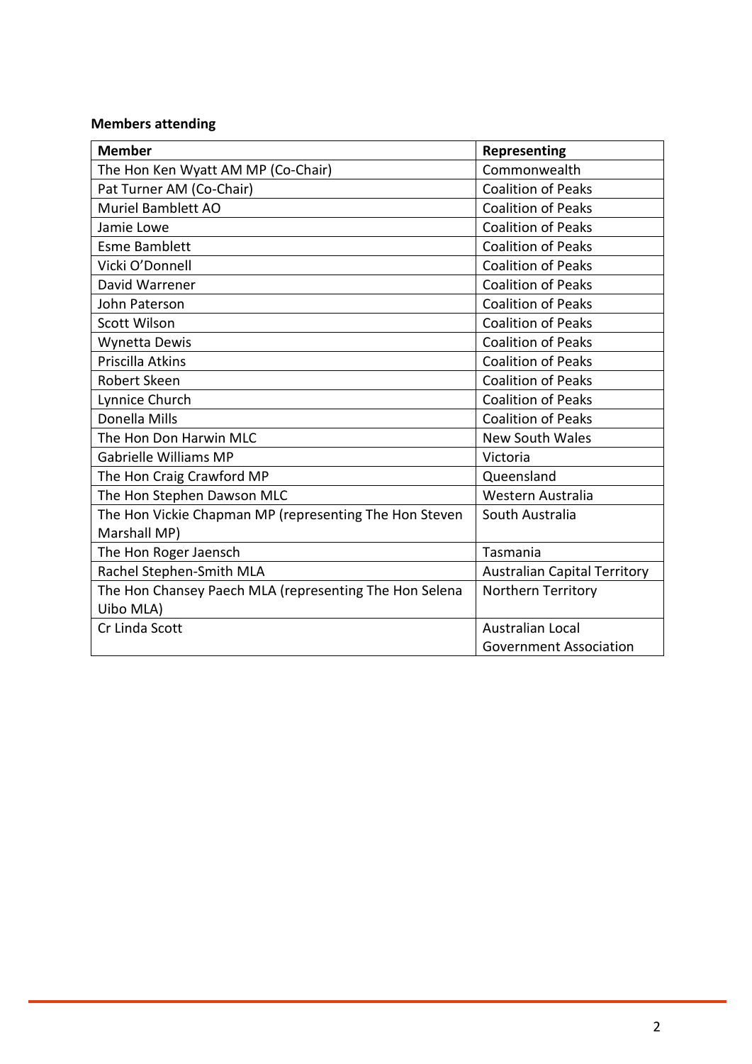**Members attending**

| Member | Representing |
|---|---|
| The Hon Ken Wyatt AM MP (Co-Chair) | Commonwealth |
| Pat Turner AM (Co-Chair) | Coalition of Peaks |
| Muriel Bamblett AO | Coalition of Peaks |
| Jamie Lowe | Coalition of Peaks |
| Esme Bamblett | Coalition of Peaks |
| Vicki O'Donnell | Coalition of Peaks |
| David Warrener | Coalition of Peaks |
| John Paterson | Coalition of Peaks |
| Scott Wilson | Coalition of Peaks |
| Wynetta Dewis | Coalition of Peaks |
| Priscilla Atkins | Coalition of Peaks |
| Robert Skeen | Coalition of Peaks |
| Lynnice Church | Coalition of Peaks |
| Donella Mills | Coalition of Peaks |
| The Hon Don Harwin MLC | New South Wales |
| Gabrielle Williams MP | Victoria |
| The Hon Craig Crawford MP | Queensland |
| The Hon Stephen Dawson MLC | Western Australia |
| The Hon Vickie Chapman MP (representing The Hon Steven Marshall MP) | South Australia |
| The Hon Roger Jaensch | Tasmania |
| Rachel Stephen-Smith MLA | Australian Capital Territory |
| The Hon Chansey Paech MLA (representing The Hon Selena Uibo MLA) | Northern Territory |
| Cr Linda Scott | Australian Local Government Association |